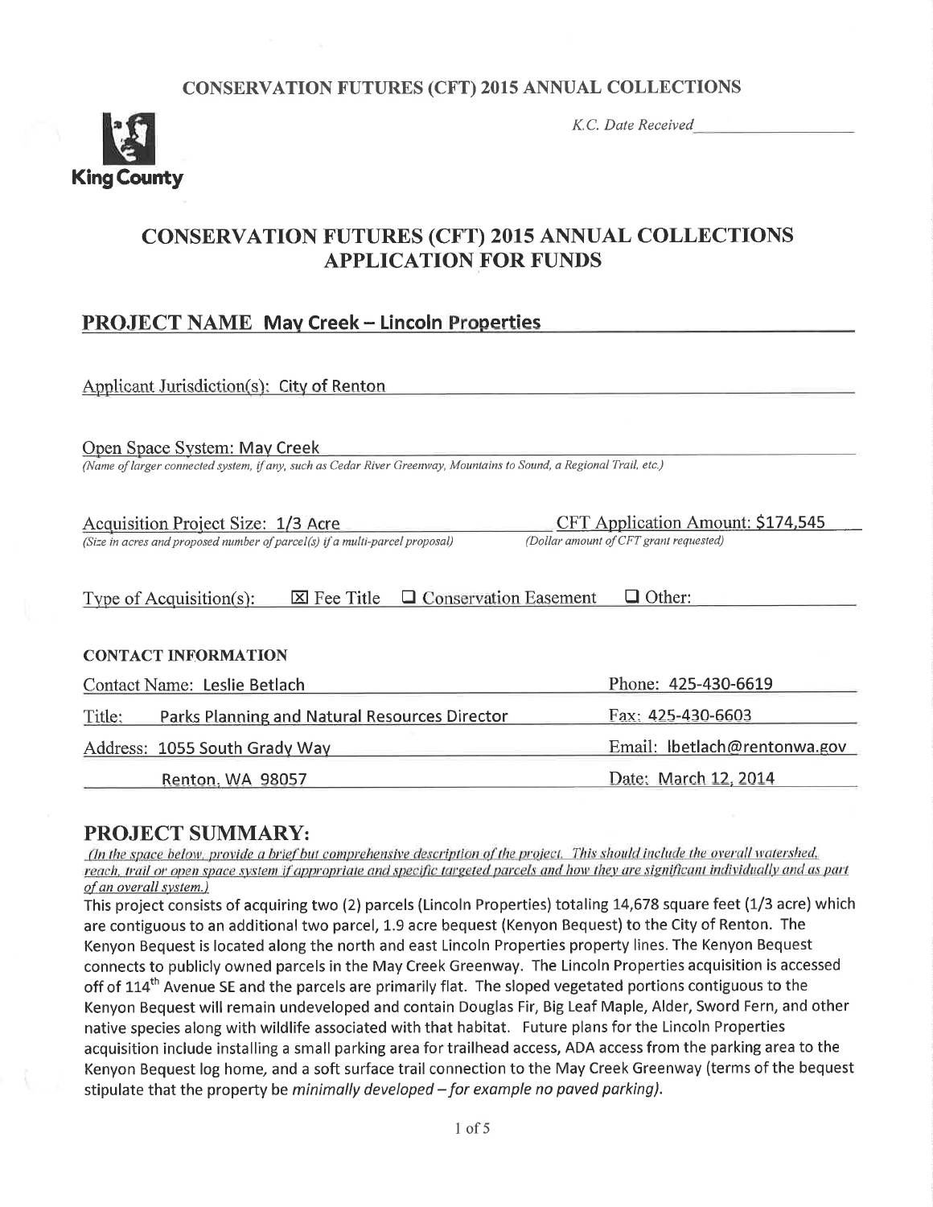CONSERVATION FUTURES (CFT) 2015 ANNUAL COLLECTIONS

King County

*K.C. Date Received* ____________

# CONSERVATION FUTURES (CFT) 2015 ANNUAL COLLECTIONS APPLICATION FOR FUNDS

## PROJECT NAME May Creek – Lincoln Properties

Applicant Jurisdiction(s): City of Renton

Open Space System: May Creek
*(Name of larger connected system, if any, such as Cedar River Greenway, Mountains to Sound, a Regional Trail, etc.)*

Acquisition Project Size: 1/3 Acre
*(Size in acres and proposed number of parcel(s) if a multi-parcel proposal)*

CFT Application Amount: $174,545
*(Dollar amount of CFT grant requested)*

Type of Acquisition(s): ☒ Fee Title ☐ Conservation Easement ☐ Other:

### CONTACT INFORMATION

| | |
|---|---|
| Contact Name: Leslie Betlach | Phone: 425-430-6619 |
| Title: Parks Planning and Natural Resources Director | Fax: 425-430-6603 |
| Address: 1055 South Grady Way | Email: lbetlach@rentonwa.gov |
| Renton, WA 98057 | Date: March 12, 2014 |

## PROJECT SUMMARY:

*(In the space below, provide a brief but comprehensive description of the project. This should include the overall watershed, reach, trail or open space system if appropriate and specific targeted parcels and how they are significant individually and as part of an overall system.)*

This project consists of acquiring two (2) parcels (Lincoln Properties) totaling 14,678 square feet (1/3 acre) which are contiguous to an additional two parcel, 1.9 acre bequest (Kenyon Bequest) to the City of Renton. The Kenyon Bequest is located along the north and east Lincoln Properties property lines. The Kenyon Bequest connects to publicly owned parcels in the May Creek Greenway. The Lincoln Properties acquisition is accessed off of 114th Avenue SE and the parcels are primarily flat. The sloped vegetated portions contiguous to the Kenyon Bequest will remain undeveloped and contain Douglas Fir, Big Leaf Maple, Alder, Sword Fern, and other native species along with wildlife associated with that habitat. Future plans for the Lincoln Properties acquisition include installing a small parking area for trailhead access, ADA access from the parking area to the Kenyon Bequest log home, and a soft surface trail connection to the May Creek Greenway (terms of the bequest stipulate that the property be *minimally developed – for example no paved parking)*.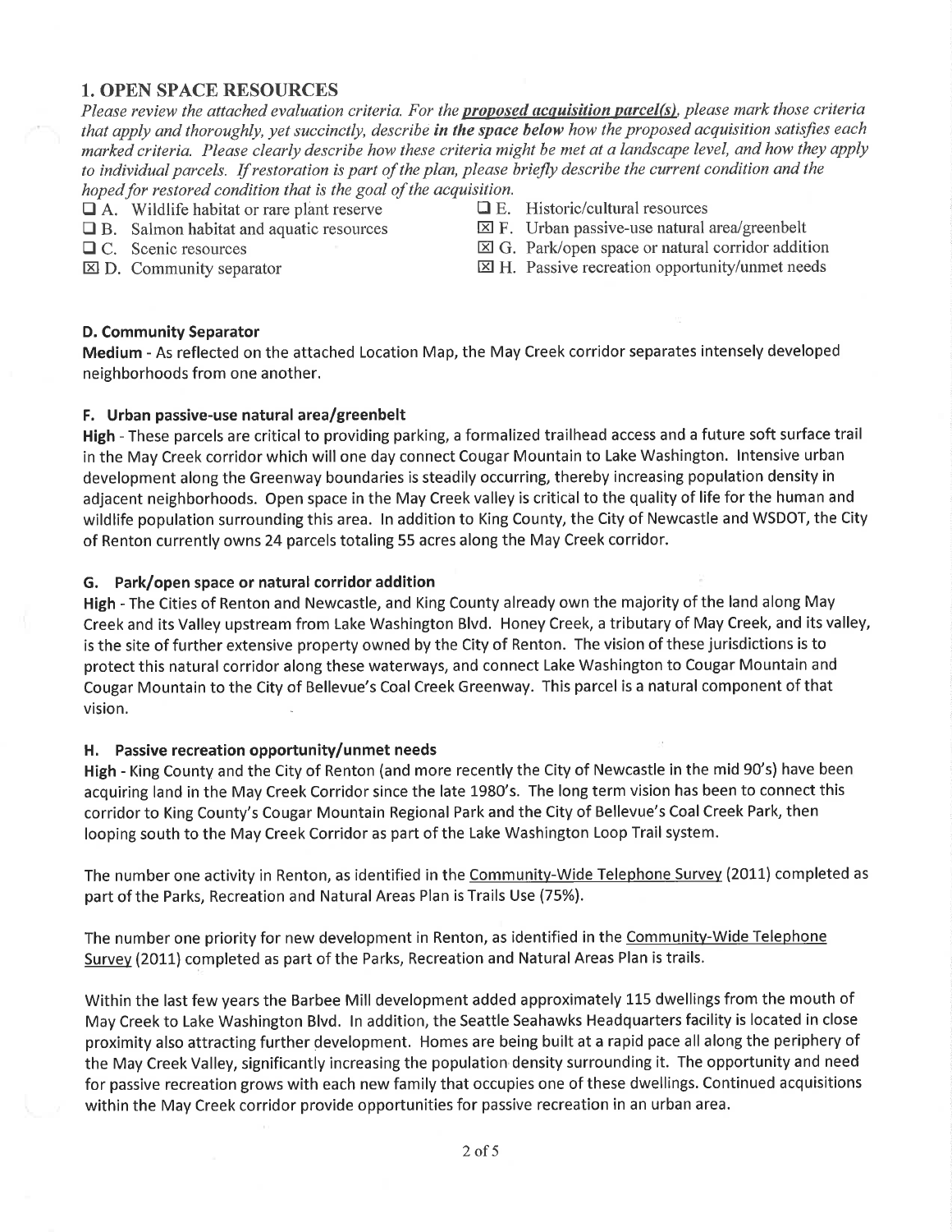## 1. OPEN SPACE RESOURCES

*Please review the attached evaluation criteria. For the* ***proposed acquisition parcel(s)****, please mark those criteria that apply and thoroughly, yet succinctly, describe* ***in the space below*** *how the proposed acquisition satisfies each marked criteria. Please clearly describe how these criteria might be met at a landscape level, and how they apply to individual parcels. If restoration is part of the plan, please briefly describe the current condition and the hoped for restored condition that is the goal of the acquisition.*

- ☐ A. Wildlife habitat or rare plant reserve
- ☐ B. Salmon habitat and aquatic resources
- ☐ C. Scenic resources
- ☒ D. Community separator
- ☐ E. Historic/cultural resources
- ☒ F. Urban passive-use natural area/greenbelt
- ☒ G. Park/open space or natural corridor addition
- ☒ H. Passive recreation opportunity/unmet needs

### D. Community Separator

**Medium** - As reflected on the attached Location Map, the May Creek corridor separates intensely developed neighborhoods from one another.

### F. Urban passive-use natural area/greenbelt

**High** - These parcels are critical to providing parking, a formalized trailhead access and a future soft surface trail in the May Creek corridor which will one day connect Cougar Mountain to Lake Washington. Intensive urban development along the Greenway boundaries is steadily occurring, thereby increasing population density in adjacent neighborhoods. Open space in the May Creek valley is critical to the quality of life for the human and wildlife population surrounding this area. In addition to King County, the City of Newcastle and WSDOT, the City of Renton currently owns 24 parcels totaling 55 acres along the May Creek corridor.

### G. Park/open space or natural corridor addition

**High** - The Cities of Renton and Newcastle, and King County already own the majority of the land along May Creek and its Valley upstream from Lake Washington Blvd. Honey Creek, a tributary of May Creek, and its valley, is the site of further extensive property owned by the City of Renton. The vision of these jurisdictions is to protect this natural corridor along these waterways, and connect Lake Washington to Cougar Mountain and Cougar Mountain to the City of Bellevue's Coal Creek Greenway. This parcel is a natural component of that vision.

### H. Passive recreation opportunity/unmet needs

**High** - King County and the City of Renton (and more recently the City of Newcastle in the mid 90's) have been acquiring land in the May Creek Corridor since the late 1980's. The long term vision has been to connect this corridor to King County's Cougar Mountain Regional Park and the City of Bellevue's Coal Creek Park, then looping south to the May Creek Corridor as part of the Lake Washington Loop Trail system.

The number one activity in Renton, as identified in the Community-Wide Telephone Survey (2011) completed as part of the Parks, Recreation and Natural Areas Plan is Trails Use (75%).

The number one priority for new development in Renton, as identified in the Community-Wide Telephone Survey (2011) completed as part of the Parks, Recreation and Natural Areas Plan is trails.

Within the last few years the Barbee Mill development added approximately 115 dwellings from the mouth of May Creek to Lake Washington Blvd. In addition, the Seattle Seahawks Headquarters facility is located in close proximity also attracting further development. Homes are being built at a rapid pace all along the periphery of the May Creek Valley, significantly increasing the population density surrounding it. The opportunity and need for passive recreation grows with each new family that occupies one of these dwellings. Continued acquisitions within the May Creek corridor provide opportunities for passive recreation in an urban area.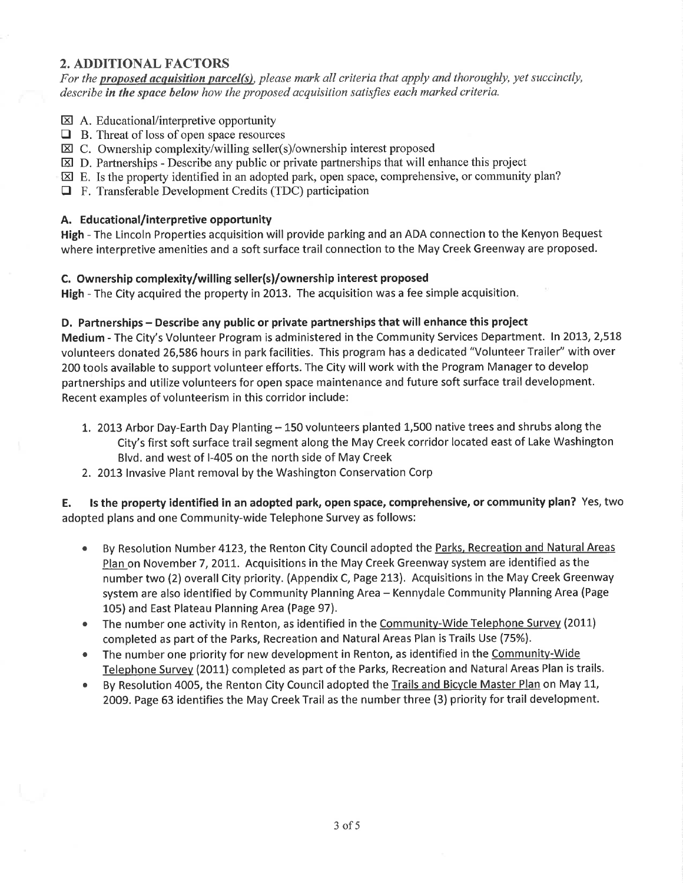## 2. ADDITIONAL FACTORS

*For the **proposed acquisition parcel(s)**, please mark all criteria that apply and thoroughly, yet succinctly, describe **in the space below** how the proposed acquisition satisfies each marked criteria.*

- ☒ A. Educational/interpretive opportunity
- ☐ B. Threat of loss of open space resources
- ☒ C. Ownership complexity/willing seller(s)/ownership interest proposed
- ☒ D. Partnerships - Describe any public or private partnerships that will enhance this project
- ☒ E. Is the property identified in an adopted park, open space, comprehensive, or community plan?
- ☐ F. Transferable Development Credits (TDC) participation

### A. Educational/interpretive opportunity

**High** - The Lincoln Properties acquisition will provide parking and an ADA connection to the Kenyon Bequest where interpretive amenities and a soft surface trail connection to the May Creek Greenway are proposed.

### C. Ownership complexity/willing seller(s)/ownership interest proposed

**High** - The City acquired the property in 2013. The acquisition was a fee simple acquisition.

### D. Partnerships – Describe any public or private partnerships that will enhance this project

**Medium** - The City's Volunteer Program is administered in the Community Services Department. In 2013, 2,518 volunteers donated 26,586 hours in park facilities. This program has a dedicated "Volunteer Trailer" with over 200 tools available to support volunteer efforts. The City will work with the Program Manager to develop partnerships and utilize volunteers for open space maintenance and future soft surface trail development. Recent examples of volunteerism in this corridor include:

1. 2013 Arbor Day-Earth Day Planting – 150 volunteers planted 1,500 native trees and shrubs along the City's first soft surface trail segment along the May Creek corridor located east of Lake Washington Blvd. and west of I-405 on the north side of May Creek
2. 2013 Invasive Plant removal by the Washington Conservation Corp

**E. Is the property identified in an adopted park, open space, comprehensive, or community plan?** Yes, two adopted plans and one Community-wide Telephone Survey as follows:

- By Resolution Number 4123, the Renton City Council adopted the Parks, Recreation and Natural Areas Plan on November 7, 2011. Acquisitions in the May Creek Greenway system are identified as the number two (2) overall City priority. (Appendix C, Page 213). Acquisitions in the May Creek Greenway system are also identified by Community Planning Area – Kennydale Community Planning Area (Page 105) and East Plateau Planning Area (Page 97).
- The number one activity in Renton, as identified in the Community-Wide Telephone Survey (2011) completed as part of the Parks, Recreation and Natural Areas Plan is Trails Use (75%).
- The number one priority for new development in Renton, as identified in the Community-Wide Telephone Survey (2011) completed as part of the Parks, Recreation and Natural Areas Plan is trails.
- By Resolution 4005, the Renton City Council adopted the Trails and Bicycle Master Plan on May 11, 2009. Page 63 identifies the May Creek Trail as the number three (3) priority for trail development.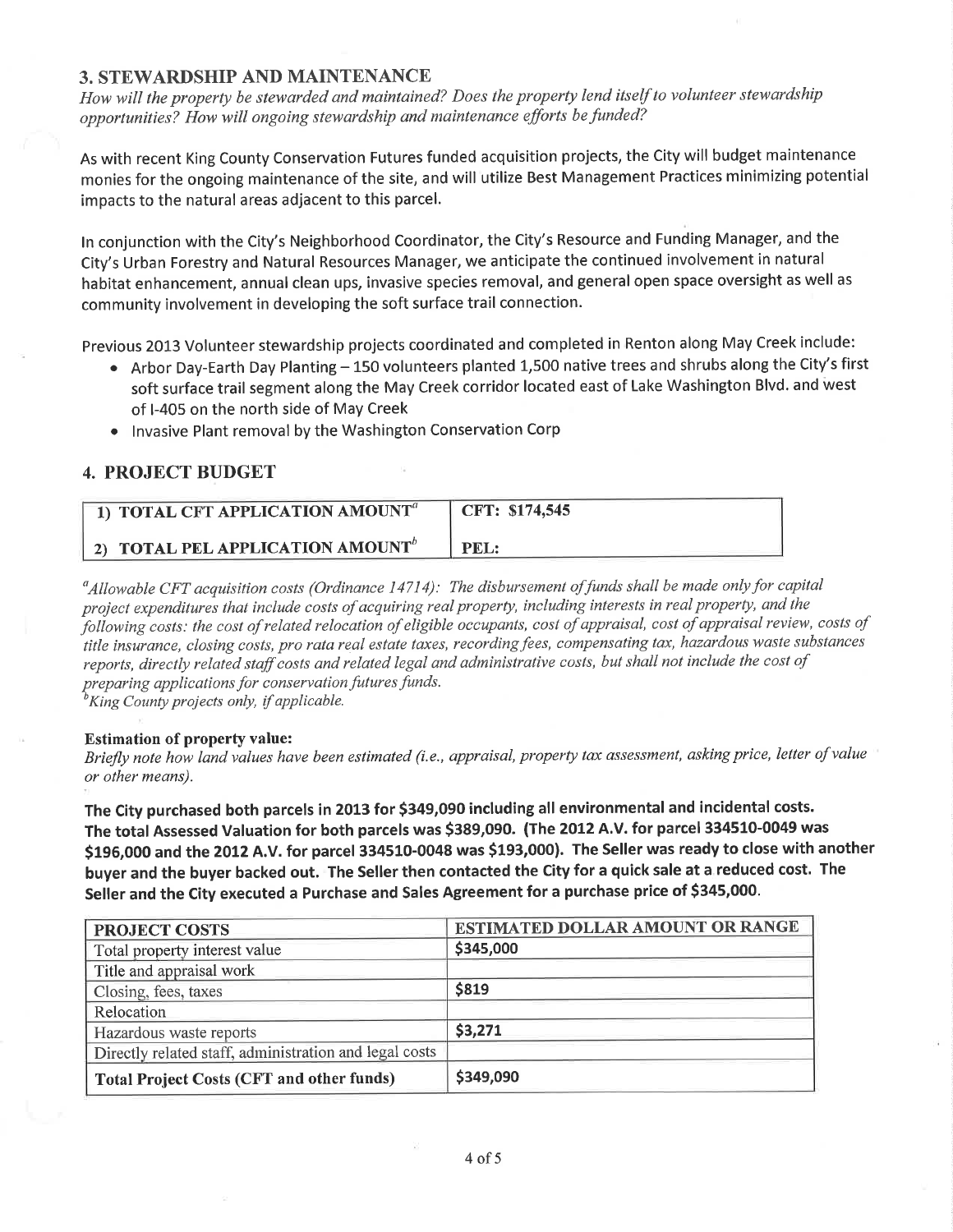## 3. STEWARDSHIP AND MAINTENANCE

*How will the property be stewarded and maintained? Does the property lend itself to volunteer stewardship opportunities? How will ongoing stewardship and maintenance efforts be funded?*

As with recent King County Conservation Futures funded acquisition projects, the City will budget maintenance monies for the ongoing maintenance of the site, and will utilize Best Management Practices minimizing potential impacts to the natural areas adjacent to this parcel.

In conjunction with the City's Neighborhood Coordinator, the City's Resource and Funding Manager, and the City's Urban Forestry and Natural Resources Manager, we anticipate the continued involvement in natural habitat enhancement, annual clean ups, invasive species removal, and general open space oversight as well as community involvement in developing the soft surface trail connection.

Previous 2013 Volunteer stewardship projects coordinated and completed in Renton along May Creek include:

- Arbor Day-Earth Day Planting – 150 volunteers planted 1,500 native trees and shrubs along the City's first soft surface trail segment along the May Creek corridor located east of Lake Washington Blvd. and west of I-405 on the north side of May Creek
- Invasive Plant removal by the Washington Conservation Corp

## 4. PROJECT BUDGET

| | |
|---|---|
| **1) TOTAL CFT APPLICATION AMOUNT[a]** | **CFT: $174,545** |
| **2) TOTAL PEL APPLICATION AMOUNT[b]** | **PEL:** |

[a]*Allowable CFT acquisition costs (Ordinance 14714): The disbursement of funds shall be made only for capital project expenditures that include costs of acquiring real property, including interests in real property, and the following costs: the cost of related relocation of eligible occupants, cost of appraisal, cost of appraisal review, costs of title insurance, closing costs, pro rata real estate taxes, recording fees, compensating tax, hazardous waste substances reports, directly related staff costs and related legal and administrative costs, but shall not include the cost of preparing applications for conservation futures funds.*
[b]*King County projects only, if applicable.*

**Estimation of property value:**
*Briefly note how land values have been estimated (i.e., appraisal, property tax assessment, asking price, letter of value or other means).*

**The City purchased both parcels in 2013 for $349,090 including all environmental and incidental costs. The total Assessed Valuation for both parcels was $389,090. (The 2012 A.V. for parcel 334510-0049 was $196,000 and the 2012 A.V. for parcel 334510-0048 was $193,000). The Seller was ready to close with another buyer and the buyer backed out. The Seller then contacted the City for a quick sale at a reduced cost. The Seller and the City executed a Purchase and Sales Agreement for a purchase price of $345,000.**

| PROJECT COSTS | ESTIMATED DOLLAR AMOUNT OR RANGE |
|---|---|
| Total property interest value | $345,000 |
| Title and appraisal work | |
| Closing, fees, taxes | $819 |
| Relocation | |
| Hazardous waste reports | $3,271 |
| Directly related staff, administration and legal costs | |
| **Total Project Costs (CFT and other funds)** | $349,090 |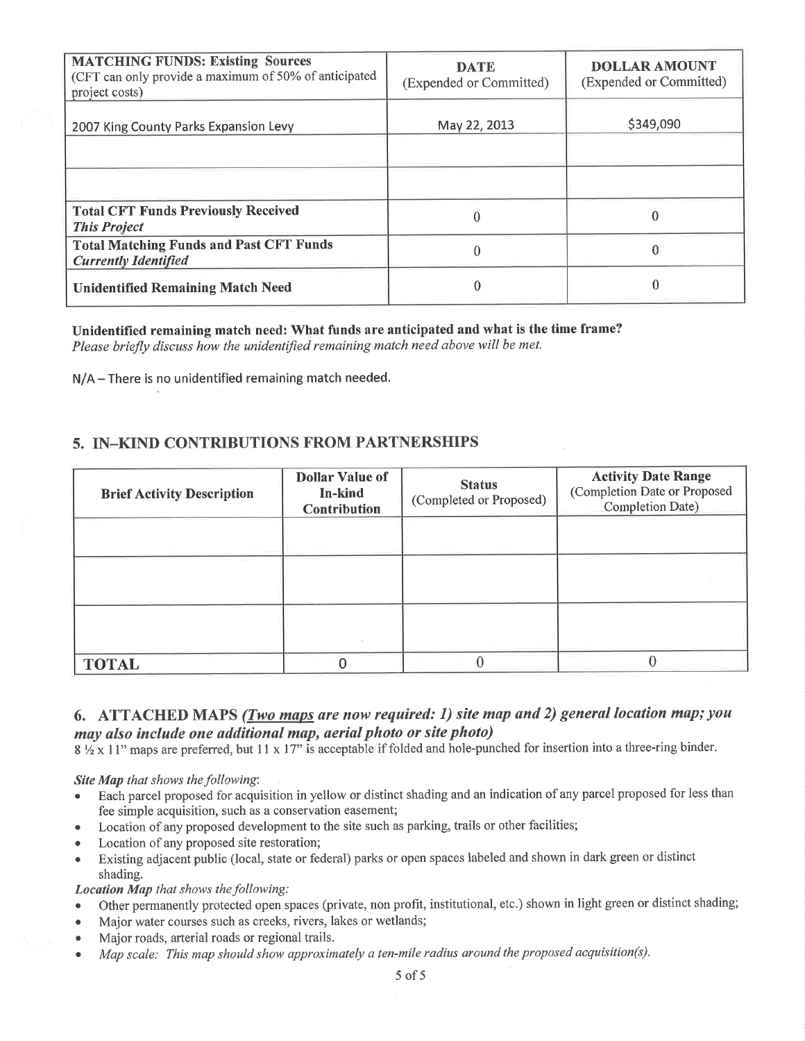| **MATCHING FUNDS: Existing Sources** (CFT can only provide a maximum of 50% of anticipated project costs) | **DATE** (Expended or Committed) | **DOLLAR AMOUNT** (Expended or Committed) |
|---|---|---|
| 2007 King County Parks Expansion Levy | May 22, 2013 | $349,090 |
| | | |
| | | |
| **Total CFT Funds Previously Received** ***This Project*** | 0 | 0 |
| **Total Matching Funds and Past CFT Funds** ***Currently Identified*** | 0 | 0 |
| **Unidentified Remaining Match Need** | 0 | 0 |

**Unidentified remaining match need: What funds are anticipated and what is the time frame?**
*Please briefly discuss how the unidentified remaining match need above will be met.*

N/A – There is no unidentified remaining match needed.

## 5. IN–KIND CONTRIBUTIONS FROM PARTNERSHIPS

| **Brief Activity Description** | **Dollar Value of In-kind Contribution** | **Status** (Completed or Proposed) | **Activity Date Range** (Completion Date or Proposed Completion Date) |
|---|---|---|---|
| | | | |
| | | | |
| | | | |
| **TOTAL** | 0 | 0 | 0 |

## 6. ATTACHED MAPS *(Two maps are now required: 1) site map and 2) general location map; you may also include one additional map, aerial photo or site photo)*

8 ½ x 11" maps are preferred, but 11 x 17" is acceptable if folded and hole-punched for insertion into a three-ring binder.

***Site Map** that shows the following:*

- Each parcel proposed for acquisition in yellow or distinct shading and an indication of any parcel proposed for less than fee simple acquisition, such as a conservation easement;
- Location of any proposed development to the site such as parking, trails or other facilities;
- Location of any proposed site restoration;
- Existing adjacent public (local, state or federal) parks or open spaces labeled and shown in dark green or distinct shading.

***Location Map** that shows the following:*

- Other permanently protected open spaces (private, non profit, institutional, etc.) shown in light green or distinct shading;
- Major water courses such as creeks, rivers, lakes or wetlands;
- Major roads, arterial roads or regional trails.
- *Map scale: This map should show approximately a ten-mile radius around the proposed acquisition(s).*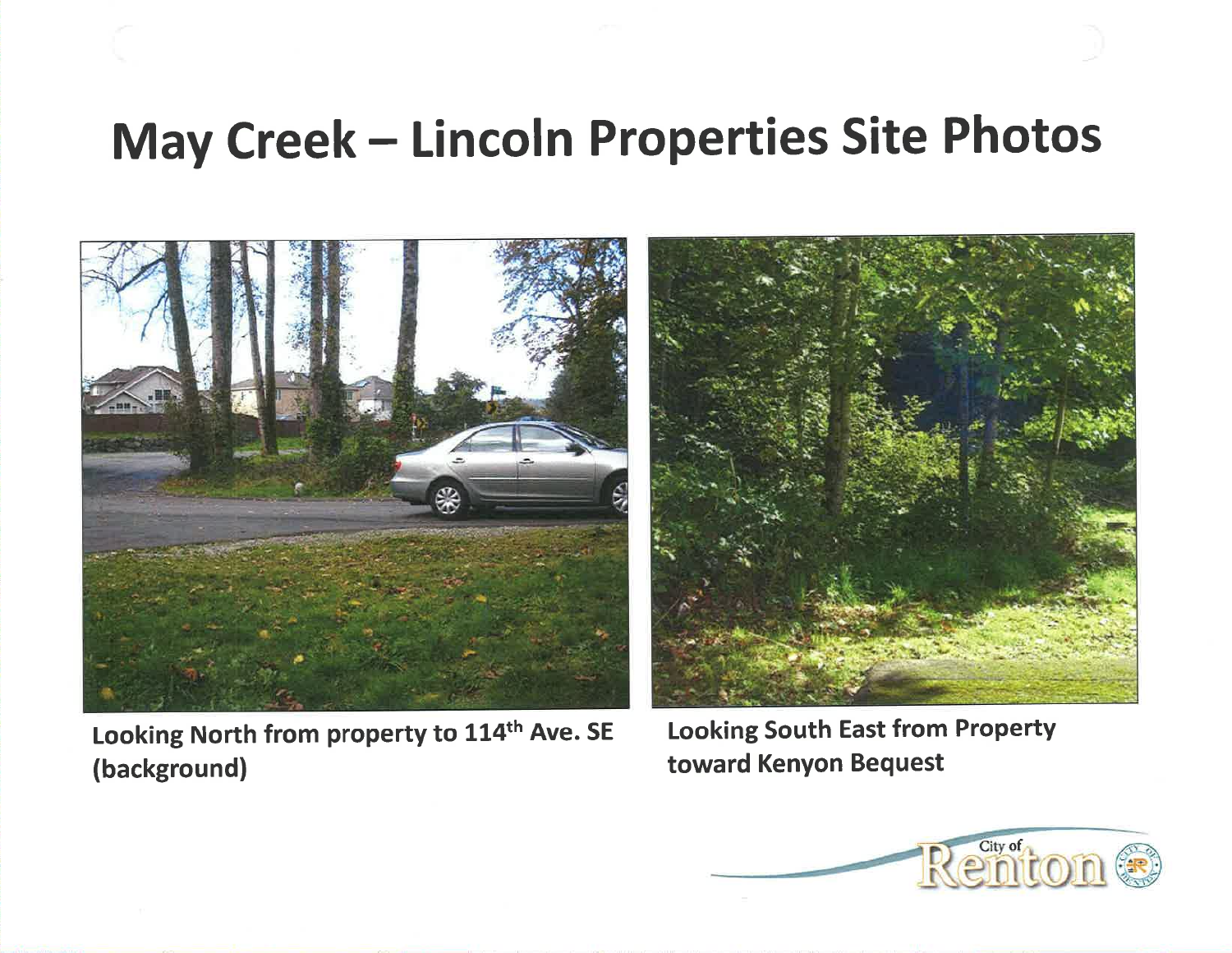# May Creek – Lincoln Properties Site Photos

Looking North from property to 114th Ave. SE (background)

Looking South East from Property toward Kenyon Bequest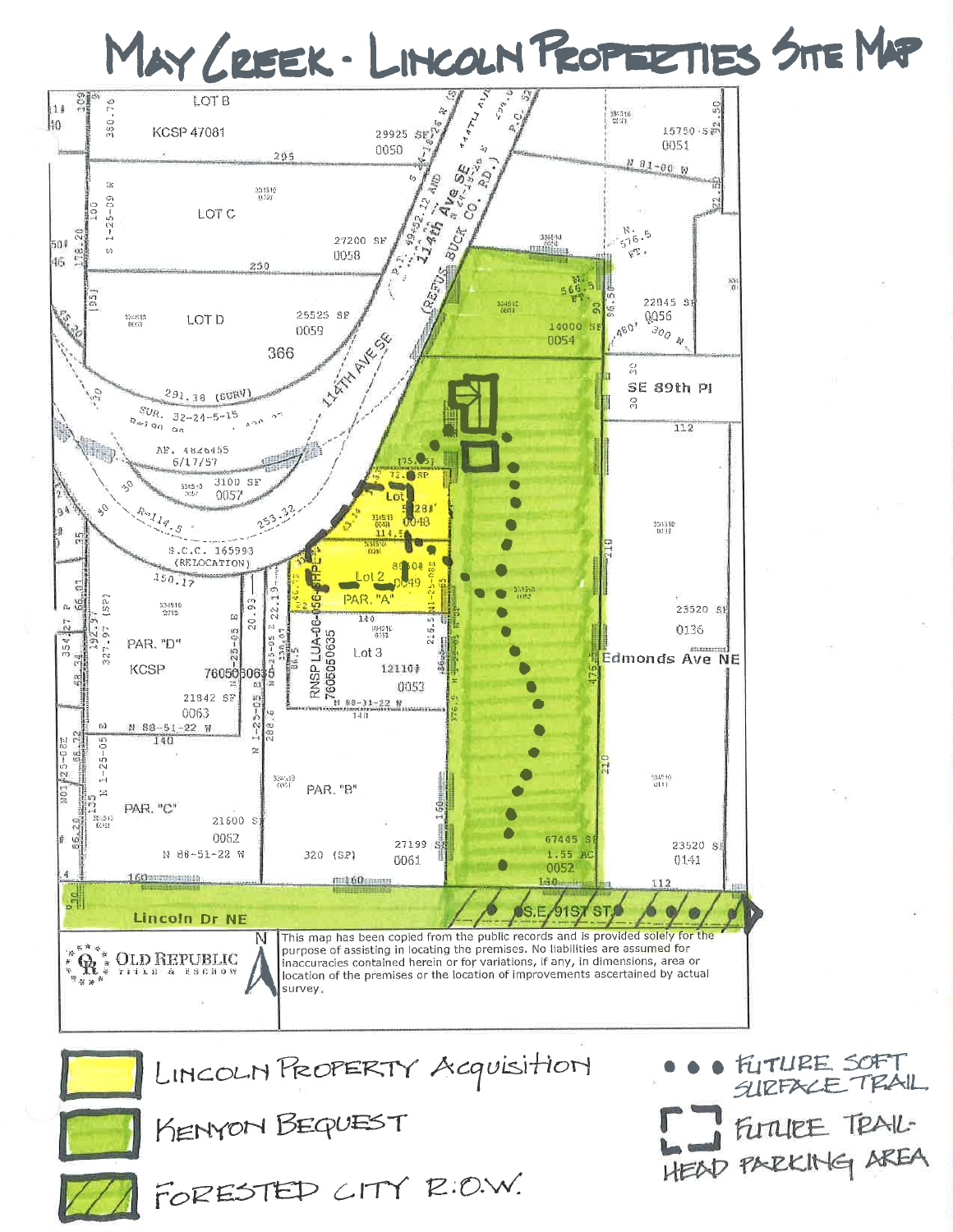# May Creek - Lincoln Properties Site Map

LOT B

KCSP 47081

29925 SF
0050

295

LOT C

27200 SF
0058

250

LOT D

25525 SF
0059

366

114th Ave SE

(REFUS BUCK CO. RD.)

15750 SF
0051

N 81-00 W

N. 576.5 FT.

N. 566.5 FT.

22045 SF
0056

14000 SF
0054

SE 89th Pl

112

AF. 4826455
6/17/57

3100 SF
0057

S.C.C. 165993
(RELOCATION)

Lot 1
1281#
0048

Lot 2
8960#
0049
PAR. "A"

Lot 3
12110#
0053

RNSP LUA-06-056-SHPL
7605050635

PAR. "D"
KCSP 7605050635
21842 SF
0063

N 88-51-22 W
140

PAR. "C"
21600 SF
0062
N 88-51-22 W

PAR. "B"
27199 SF
0061

23520 SF
0136

Edmonds Ave NE

67445 SF
1.55 AC
0052

23520 SF
0141

Lincoln Dr NE

S.E. 91ST ST.

OLD REPUBLIC TITLE & ESCROW

This map has been copied from the public records and is provided solely for the purpose of assisting in locating the premises. No liabilities are assumed for inaccuracies contained herein or for variations, if any, in dimensions, area or location of the premises or the location of improvements ascertained by actual survey.

Lincoln Property Acquisition

Kenyon Bequest

Forested City R.O.W.

Future Soft Surface Trail

Future Trail-Head Parking Area